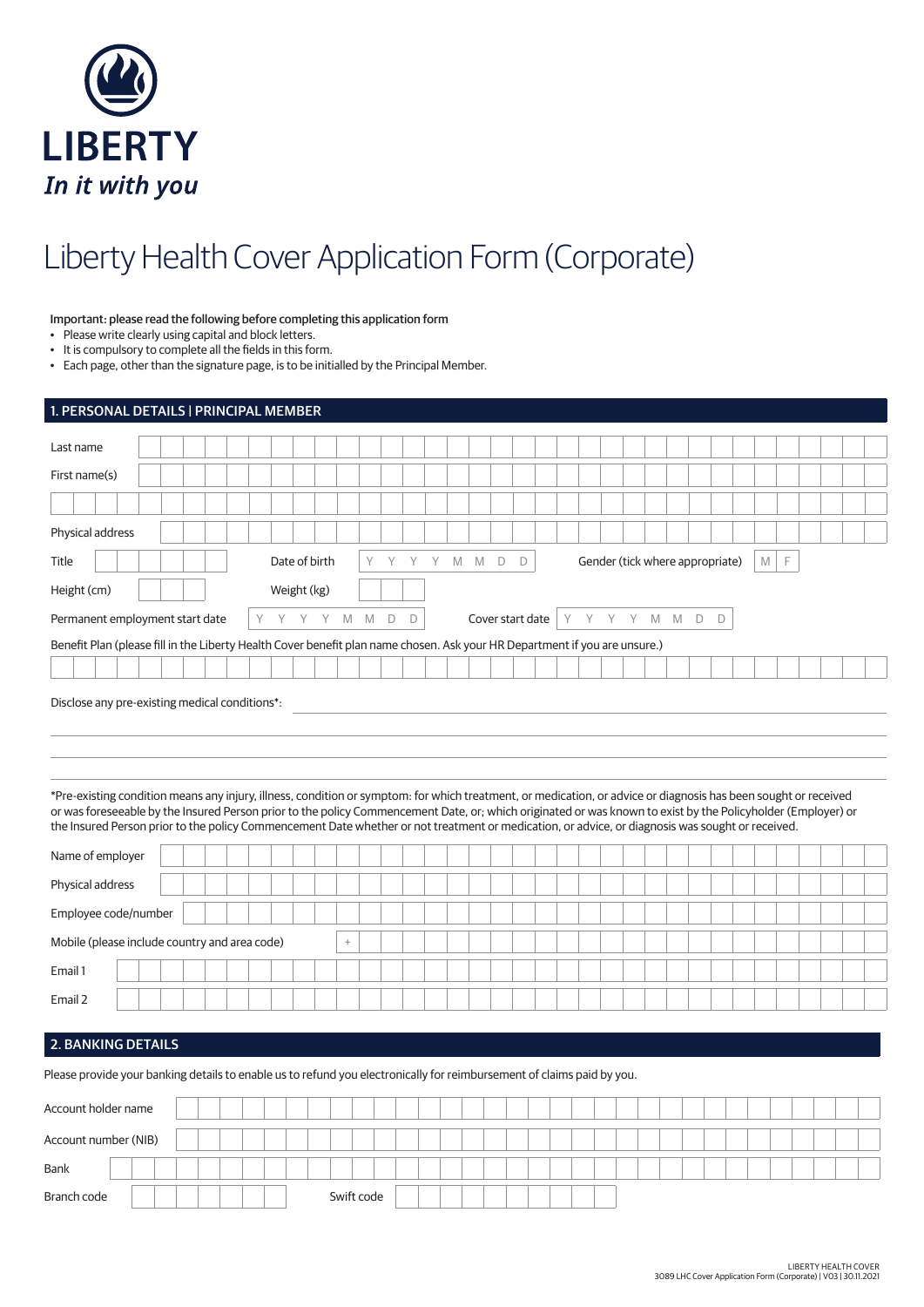LIBERTY

*In it with you*

# Liberty Health Cover Application Form (Corporate)

Important: please read the following before completing this application form

- Please write clearly using capital and block letters.
- It is compulsory to complete all the fields in this form.
- Each page, other than the signature page, is to be initialled by the Principal Member.

## 1. PERSONAL DETAILS | PRINCIPAL MEMBER

Last name

First name(s)

Physical address

Title | Date of birth Y Y Y Y M M D D | Gender (tick where appropriate) M F

Height (cm) | Weight (kg)

Permanent employment start date Y Y Y Y M M D D | Cover start date Y Y Y Y M M D D

Benefit Plan (please fill in the Liberty Health Cover benefit plan name chosen. Ask your HR Department if you are unsure.)

Disclose any pre-existing medical conditions*:

*Pre-existing condition means any injury, illness, condition or symptom: for which treatment, or medication, or advice or diagnosis has been sought or received or was foreseeable by the Insured Person prior to the policy Commencement Date, or; which originated or was known to exist by the Policyholder (Employer) or the Insured Person prior to the policy Commencement Date whether or not treatment or medication, or advice, or diagnosis was sought or received.

Name of employer

Physical address

Employee code/number

Mobile (please include country and area code) +

Email 1

Email 2

## 2. BANKING DETAILS

Please provide your banking details to enable us to refund you electronically for reimbursement of claims paid by you.

Account holder name

Account number (NIB)

Bank

Branch code | Swift code

LIBERTY HEALTH COVER
3089 LHC Cover Application Form (Corporate) | V03 | 30.11.2021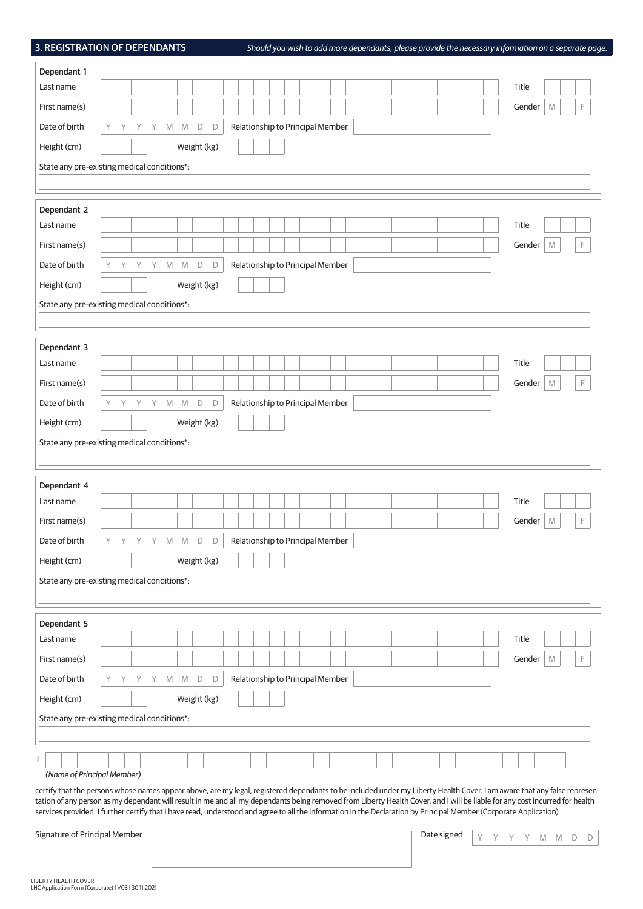## 3. REGISTRATION OF DEPENDANTS

*Should you wish to add more dependants, please provide the necessary information on a separate page.*

**Dependant 1**

Last name | Title

First name(s) | Gender M F

Date of birth Y Y Y Y M M D D | Relationship to Principal Member

Height (cm) | Weight (kg)

State any pre-existing medical conditions*:

**Dependant 2**

Last name | Title

First name(s) | Gender M F

Date of birth Y Y Y Y M M D D | Relationship to Principal Member

Height (cm) | Weight (kg)

State any pre-existing medical conditions*:

**Dependant 3**

Last name | Title

First name(s) | Gender M F

Date of birth Y Y Y Y M M D D | Relationship to Principal Member

Height (cm) | Weight (kg)

State any pre-existing medical conditions*:

**Dependant 4**

Last name | Title

First name(s) | Gender M F

Date of birth Y Y Y Y M M D D | Relationship to Principal Member

Height (cm) | Weight (kg)

State any pre-existing medical conditions*:

**Dependant 5**

Last name | Title

First name(s) | Gender M F

Date of birth Y Y Y Y M M D D | Relationship to Principal Member

Height (cm) | Weight (kg)

State any pre-existing medical conditions*:

I

*(Name of Principal Member)*

certify that the persons whose names appear above, are my legal, registered dependants to be included under my Liberty Health Cover. I am aware that any false representation of any person as my dependant will result in me and all my dependants being removed from Liberty Health Cover, and I will be liable for any cost incurred for health services provided. I further certify that I have read, understood and agree to all the information in the Declaration by Principal Member (Corporate Application)

Signature of Principal Member

Date signed Y Y Y Y M M D D

LIBERTY HEALTH COVER
LHC Application Form (Corporate) | V03 | 30.11.2021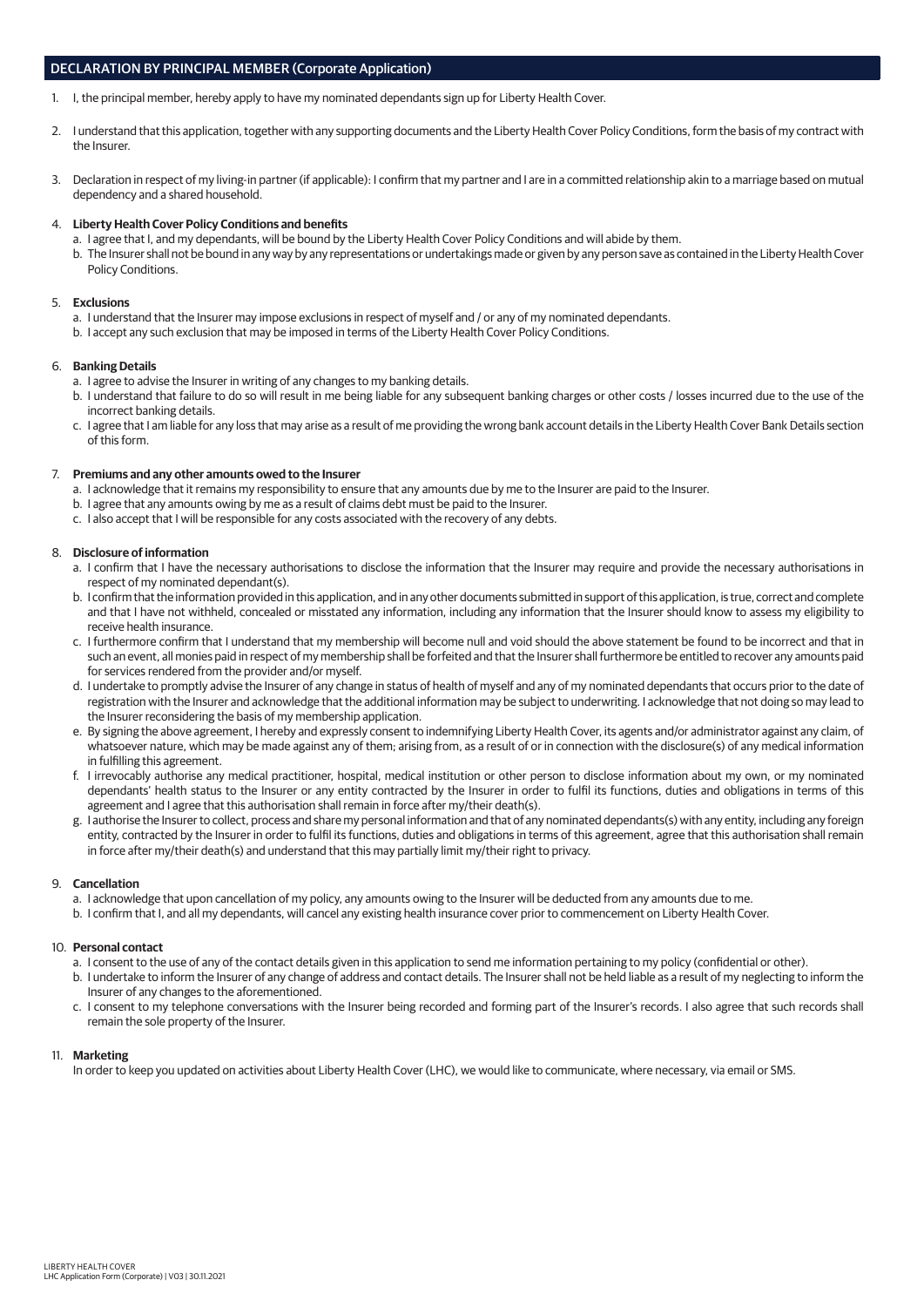## DECLARATION BY PRINCIPAL MEMBER (Corporate Application)

1. I, the principal member, hereby apply to have my nominated dependants sign up for Liberty Health Cover.
2. I understand that this application, together with any supporting documents and the Liberty Health Cover Policy Conditions, form the basis of my contract with the Insurer.
3. Declaration in respect of my living-in partner (if applicable): I confirm that my partner and I are in a committed relationship akin to a marriage based on mutual dependency and a shared household.
4. **Liberty Health Cover Policy Conditions and benefits**
   a. I agree that I, and my dependants, will be bound by the Liberty Health Cover Policy Conditions and will abide by them.
   b. The Insurer shall not be bound in any way by any representations or undertakings made or given by any person save as contained in the Liberty Health Cover Policy Conditions.
5. **Exclusions**
   a. I understand that the Insurer may impose exclusions in respect of myself and / or any of my nominated dependants.
   b. I accept any such exclusion that may be imposed in terms of the Liberty Health Cover Policy Conditions.
6. **Banking Details**
   a. I agree to advise the Insurer in writing of any changes to my banking details.
   b. I understand that failure to do so will result in me being liable for any subsequent banking charges or other costs / losses incurred due to the use of the incorrect banking details.
   c. I agree that I am liable for any loss that may arise as a result of me providing the wrong bank account details in the Liberty Health Cover Bank Details section of this form.
7. **Premiums and any other amounts owed to the Insurer**
   a. I acknowledge that it remains my responsibility to ensure that any amounts due by me to the Insurer are paid to the Insurer.
   b. I agree that any amounts owing by me as a result of claims debt must be paid to the Insurer.
   c. I also accept that I will be responsible for any costs associated with the recovery of any debts.
8. **Disclosure of information**
   a. I confirm that I have the necessary authorisations to disclose the information that the Insurer may require and provide the necessary authorisations in respect of my nominated dependant(s).
   b. I confirm that the information provided in this application, and in any other documents submitted in support of this application, is true, correct and complete and that I have not withheld, concealed or misstated any information, including any information that the Insurer should know to assess my eligibility to receive health insurance.
   c. I furthermore confirm that I understand that my membership will become null and void should the above statement be found to be incorrect and that in such an event, all monies paid in respect of my membership shall be forfeited and that the Insurer shall furthermore be entitled to recover any amounts paid for services rendered from the provider and/or myself.
   d. I undertake to promptly advise the Insurer of any change in status of health of myself and any of my nominated dependants that occurs prior to the date of registration with the Insurer and acknowledge that the additional information may be subject to underwriting. I acknowledge that not doing so may lead to the Insurer reconsidering the basis of my membership application.
   e. By signing the above agreement, I hereby and expressly consent to indemnifying Liberty Health Cover, its agents and/or administrator against any claim, of whatsoever nature, which may be made against any of them; arising from, as a result of or in connection with the disclosure(s) of any medical information in fulfilling this agreement.
   f. I irrevocably authorise any medical practitioner, hospital, medical institution or other person to disclose information about my own, or my nominated dependants' health status to the Insurer or any entity contracted by the Insurer in order to fulfil its functions, duties and obligations in terms of this agreement and I agree that this authorisation shall remain in force after my/their death(s).
   g. I authorise the Insurer to collect, process and share my personal information and that of any nominated dependants(s) with any entity, including any foreign entity, contracted by the Insurer in order to fulfil its functions, duties and obligations in terms of this agreement, agree that this authorisation shall remain in force after my/their death(s) and understand that this may partially limit my/their right to privacy.
9. **Cancellation**
   a. I acknowledge that upon cancellation of my policy, any amounts owing to the Insurer will be deducted from any amounts due to me.
   b. I confirm that I, and all my dependants, will cancel any existing health insurance cover prior to commencement on Liberty Health Cover.
10. **Personal contact**
    a. I consent to the use of any of the contact details given in this application to send me information pertaining to my policy (confidential or other).
    b. I undertake to inform the Insurer of any change of address and contact details. The Insurer shall not be held liable as a result of my neglecting to inform the Insurer of any changes to the aforementioned.
    c. I consent to my telephone conversations with the Insurer being recorded and forming part of the Insurer's records. I also agree that such records shall remain the sole property of the Insurer.
11. **Marketing**
    In order to keep you updated on activities about Liberty Health Cover (LHC), we would like to communicate, where necessary, via email or SMS.